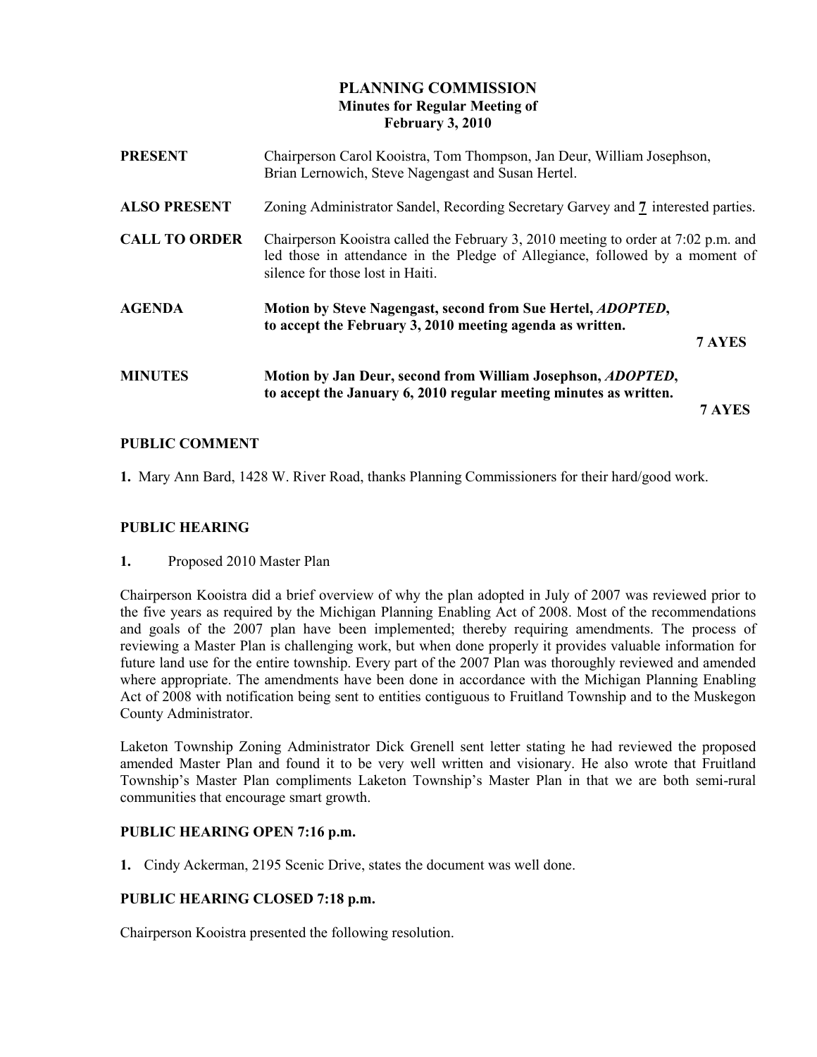# PLANNING COMMISSION
## Minutes for Regular Meeting of
## February 3, 2010

**PRESENT** Chairperson Carol Kooistra, Tom Thompson, Jan Deur, William Josephson, Brian Lernowich, Steve Nagengast and Susan Hertel.

**ALSO PRESENT** Zoning Administrator Sandel, Recording Secretary Garvey and **7** interested parties.

**CALL TO ORDER** Chairperson Kooistra called the February 3, 2010 meeting to order at 7:02 p.m. and led those in attendance in the Pledge of Allegiance, followed by a moment of silence for those lost in Haiti.

**AGENDA** **Motion by Steve Nagengast, second from Sue Hertel, *ADOPTED*, to accept the February 3, 2010 meeting agenda as written.**

**7 AYES**

**MINUTES** **Motion by Jan Deur, second from William Josephson, *ADOPTED*, to accept the January 6, 2010 regular meeting minutes as written.**

**7 AYES**

### PUBLIC COMMENT

**1.** Mary Ann Bard, 1428 W. River Road, thanks Planning Commissioners for their hard/good work.

### PUBLIC HEARING

**1.** Proposed 2010 Master Plan

Chairperson Kooistra did a brief overview of why the plan adopted in July of 2007 was reviewed prior to the five years as required by the Michigan Planning Enabling Act of 2008. Most of the recommendations and goals of the 2007 plan have been implemented; thereby requiring amendments. The process of reviewing a Master Plan is challenging work, but when done properly it provides valuable information for future land use for the entire township. Every part of the 2007 Plan was thoroughly reviewed and amended where appropriate. The amendments have been done in accordance with the Michigan Planning Enabling Act of 2008 with notification being sent to entities contiguous to Fruitland Township and to the Muskegon County Administrator.

Laketon Township Zoning Administrator Dick Grenell sent letter stating he had reviewed the proposed amended Master Plan and found it to be very well written and visionary. He also wrote that Fruitland Township's Master Plan compliments Laketon Township's Master Plan in that we are both semi-rural communities that encourage smart growth.

### PUBLIC HEARING OPEN 7:16 p.m.

**1.** Cindy Ackerman, 2195 Scenic Drive, states the document was well done.

### PUBLIC HEARING CLOSED 7:18 p.m.

Chairperson Kooistra presented the following resolution.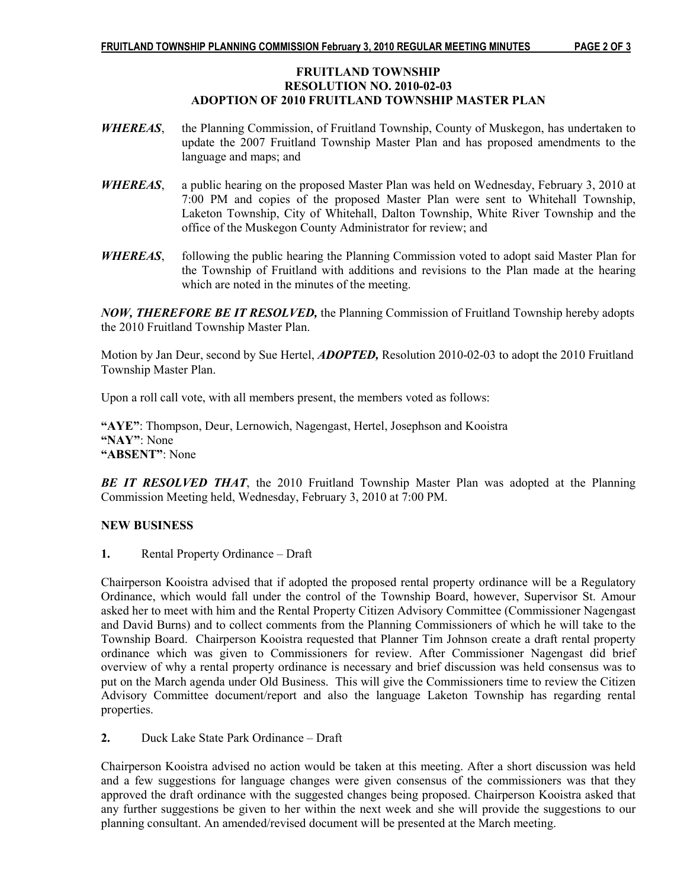**FRUITLAND TOWNSHIP**
**RESOLUTION NO. 2010-02-03**
**ADOPTION OF 2010 FRUITLAND TOWNSHIP MASTER PLAN**

***WHEREAS***, the Planning Commission, of Fruitland Township, County of Muskegon, has undertaken to update the 2007 Fruitland Township Master Plan and has proposed amendments to the language and maps; and

***WHEREAS***, a public hearing on the proposed Master Plan was held on Wednesday, February 3, 2010 at 7:00 PM and copies of the proposed Master Plan were sent to Whitehall Township, Laketon Township, City of Whitehall, Dalton Township, White River Township and the office of the Muskegon County Administrator for review; and

***WHEREAS***, following the public hearing the Planning Commission voted to adopt said Master Plan for the Township of Fruitland with additions and revisions to the Plan made at the hearing which are noted in the minutes of the meeting.

***NOW, THEREFORE BE IT RESOLVED,*** the Planning Commission of Fruitland Township hereby adopts the 2010 Fruitland Township Master Plan.

Motion by Jan Deur, second by Sue Hertel, ***ADOPTED,*** Resolution 2010-02-03 to adopt the 2010 Fruitland Township Master Plan.

Upon a roll call vote, with all members present, the members voted as follows:

**"AYE"**: Thompson, Deur, Lernowich, Nagengast, Hertel, Josephson and Kooistra
**"NAY"**: None
**"ABSENT"**: None

***BE IT RESOLVED THAT***, the 2010 Fruitland Township Master Plan was adopted at the Planning Commission Meeting held, Wednesday, February 3, 2010 at 7:00 PM.

**NEW BUSINESS**

**1.** Rental Property Ordinance – Draft

Chairperson Kooistra advised that if adopted the proposed rental property ordinance will be a Regulatory Ordinance, which would fall under the control of the Township Board, however, Supervisor St. Amour asked her to meet with him and the Rental Property Citizen Advisory Committee (Commissioner Nagengast and David Burns) and to collect comments from the Planning Commissioners of which he will take to the Township Board. Chairperson Kooistra requested that Planner Tim Johnson create a draft rental property ordinance which was given to Commissioners for review. After Commissioner Nagengast did brief overview of why a rental property ordinance is necessary and brief discussion was held consensus was to put on the March agenda under Old Business. This will give the Commissioners time to review the Citizen Advisory Committee document/report and also the language Laketon Township has regarding rental properties.

**2.** Duck Lake State Park Ordinance – Draft

Chairperson Kooistra advised no action would be taken at this meeting. After a short discussion was held and a few suggestions for language changes were given consensus of the commissioners was that they approved the draft ordinance with the suggested changes being proposed. Chairperson Kooistra asked that any further suggestions be given to her within the next week and she will provide the suggestions to our planning consultant. An amended/revised document will be presented at the March meeting.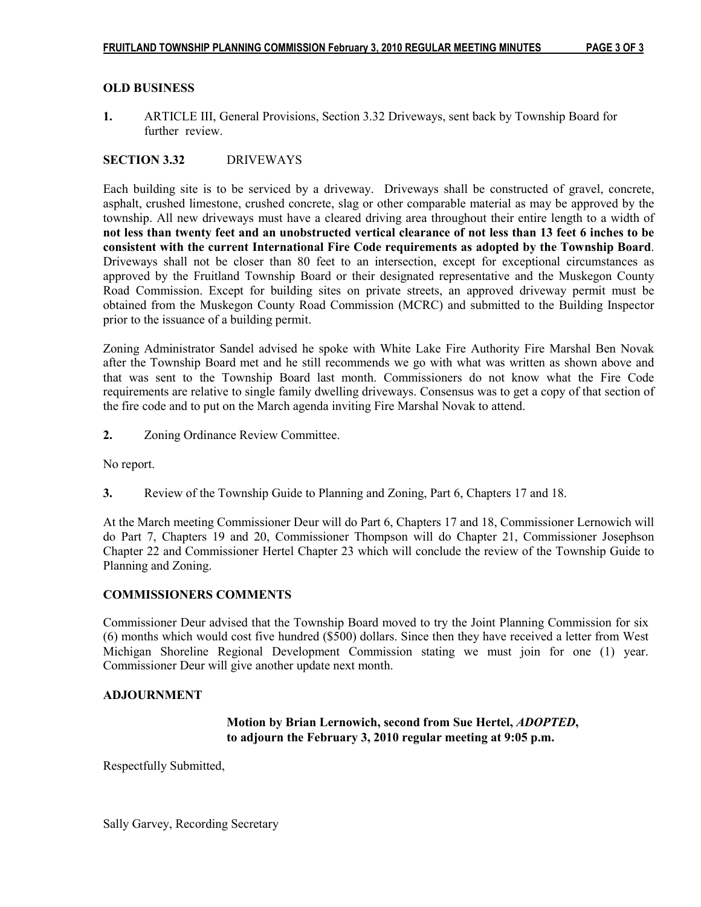## OLD BUSINESS

**1.** ARTICLE III, General Provisions, Section 3.32 Driveways, sent back by Township Board for further review.

**SECTION 3.32** DRIVEWAYS

Each building site is to be serviced by a driveway. Driveways shall be constructed of gravel, concrete, asphalt, crushed limestone, crushed concrete, slag or other comparable material as may be approved by the township. All new driveways must have a cleared driving area throughout their entire length to a width of **not less than twenty feet and an unobstructed vertical clearance of not less than 13 feet 6 inches to be consistent with the current International Fire Code requirements as adopted by the Township Board**. Driveways shall not be closer than 80 feet to an intersection, except for exceptional circumstances as approved by the Fruitland Township Board or their designated representative and the Muskegon County Road Commission. Except for building sites on private streets, an approved driveway permit must be obtained from the Muskegon County Road Commission (MCRC) and submitted to the Building Inspector prior to the issuance of a building permit.

Zoning Administrator Sandel advised he spoke with White Lake Fire Authority Fire Marshal Ben Novak after the Township Board met and he still recommends we go with what was written as shown above and that was sent to the Township Board last month. Commissioners do not know what the Fire Code requirements are relative to single family dwelling driveways. Consensus was to get a copy of that section of the fire code and to put on the March agenda inviting Fire Marshal Novak to attend.

**2.** Zoning Ordinance Review Committee.

No report.

**3.** Review of the Township Guide to Planning and Zoning, Part 6, Chapters 17 and 18.

At the March meeting Commissioner Deur will do Part 6, Chapters 17 and 18, Commissioner Lernowich will do Part 7, Chapters 19 and 20, Commissioner Thompson will do Chapter 21, Commissioner Josephson Chapter 22 and Commissioner Hertel Chapter 23 which will conclude the review of the Township Guide to Planning and Zoning.

## COMMISSIONERS COMMENTS

Commissioner Deur advised that the Township Board moved to try the Joint Planning Commission for six (6) months which would cost five hundred ($500) dollars. Since then they have received a letter from West Michigan Shoreline Regional Development Commission stating we must join for one (1) year. Commissioner Deur will give another update next month.

## ADJOURNMENT

**Motion by Brian Lernowich, second from Sue Hertel, *ADOPTED*, to adjourn the February 3, 2010 regular meeting at 9:05 p.m.**

Respectfully Submitted,

Sally Garvey, Recording Secretary